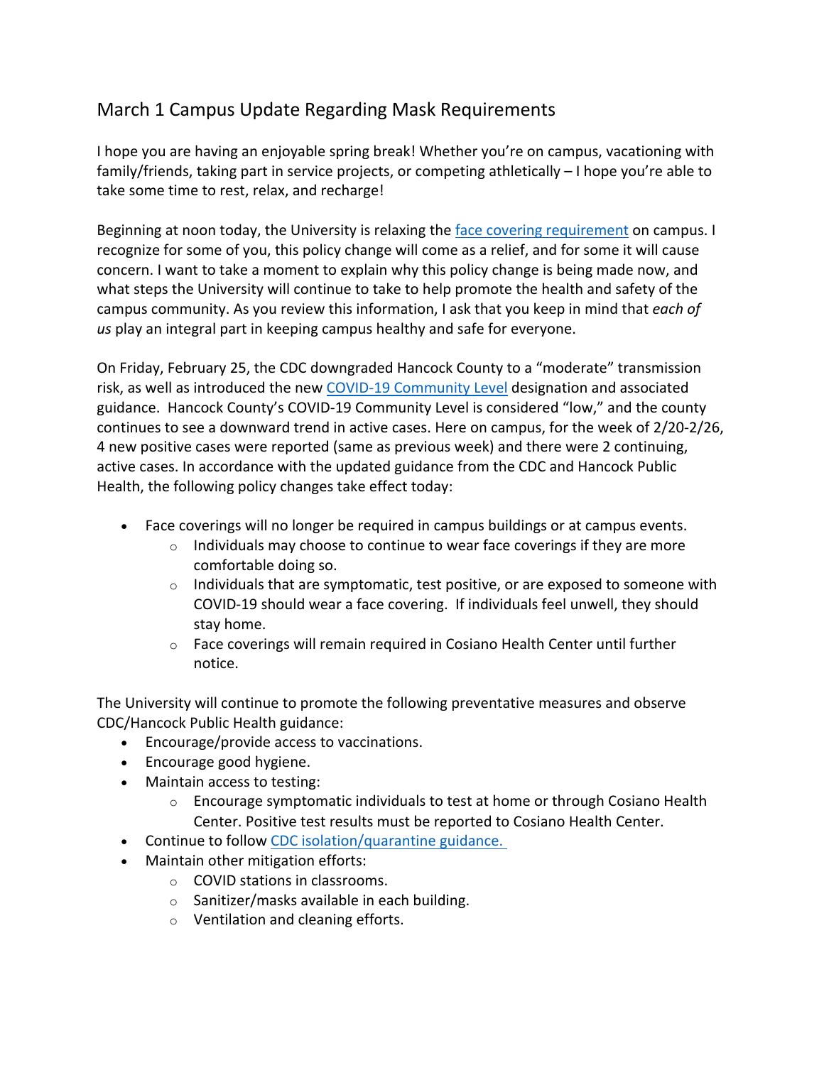## March 1 Campus Update Regarding Mask Requirements

I hope you are having an enjoyable spring break! Whether you're on campus, vacationing with family/friends, taking part in service projects, or competing athletically – I hope you're able to take some time to rest, relax, and recharge!

Beginning at noon today, the University is relaxing the face covering requirement on campus. I recognize for some of you, this policy change will come as a relief, and for some it will cause concern. I want to take a moment to explain why this policy change is being made now, and what steps the University will continue to take to help promote the health and safety of the campus community. As you review this information, I ask that you keep in mind that *each of us* play an integral part in keeping campus healthy and safe for everyone.

On Friday, February 25, the CDC downgraded Hancock County to a "moderate" transmission risk, as well as introduced the new COVID-19 Community Level designation and associated guidance. Hancock County's COVID-19 Community Level is considered "low," and the county continues to see a downward trend in active cases. Here on campus, for the week of 2/20-2/26, 4 new positive cases were reported (same as previous week) and there were 2 continuing, active cases. In accordance with the updated guidance from the CDC and Hancock Public Health, the following policy changes take effect today:

- Face coverings will no longer be required in campus buildings or at campus events.
    - Individuals may choose to continue to wear face coverings if they are more comfortable doing so.
    - Individuals that are symptomatic, test positive, or are exposed to someone with COVID-19 should wear a face covering. If individuals feel unwell, they should stay home.
    - Face coverings will remain required in Cosiano Health Center until further notice.

The University will continue to promote the following preventative measures and observe CDC/Hancock Public Health guidance:

- Encourage/provide access to vaccinations.
- Encourage good hygiene.
- Maintain access to testing:
    - Encourage symptomatic individuals to test at home or through Cosiano Health Center. Positive test results must be reported to Cosiano Health Center.
- Continue to follow CDC isolation/quarantine guidance.
- Maintain other mitigation efforts:
    - COVID stations in classrooms.
    - Sanitizer/masks available in each building.
    - Ventilation and cleaning efforts.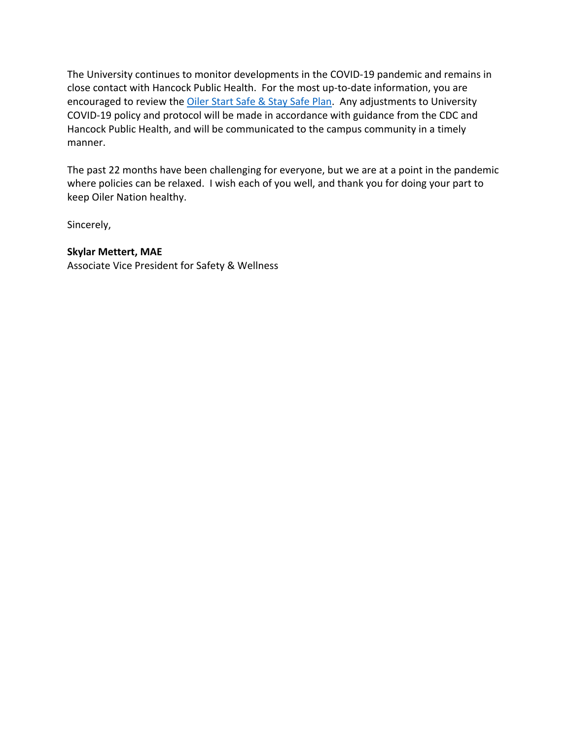The University continues to monitor developments in the COVID-19 pandemic and remains in close contact with Hancock Public Health. For the most up-to-date information, you are encouraged to review the [Oiler Start Safe & Stay Safe Plan]. Any adjustments to University COVID-19 policy and protocol will be made in accordance with guidance from the CDC and Hancock Public Health, and will be communicated to the campus community in a timely manner.

The past 22 months have been challenging for everyone, but we are at a point in the pandemic where policies can be relaxed. I wish each of you well, and thank you for doing your part to keep Oiler Nation healthy.

Sincerely,

**Skylar Mettert, MAE**
Associate Vice President for Safety & Wellness